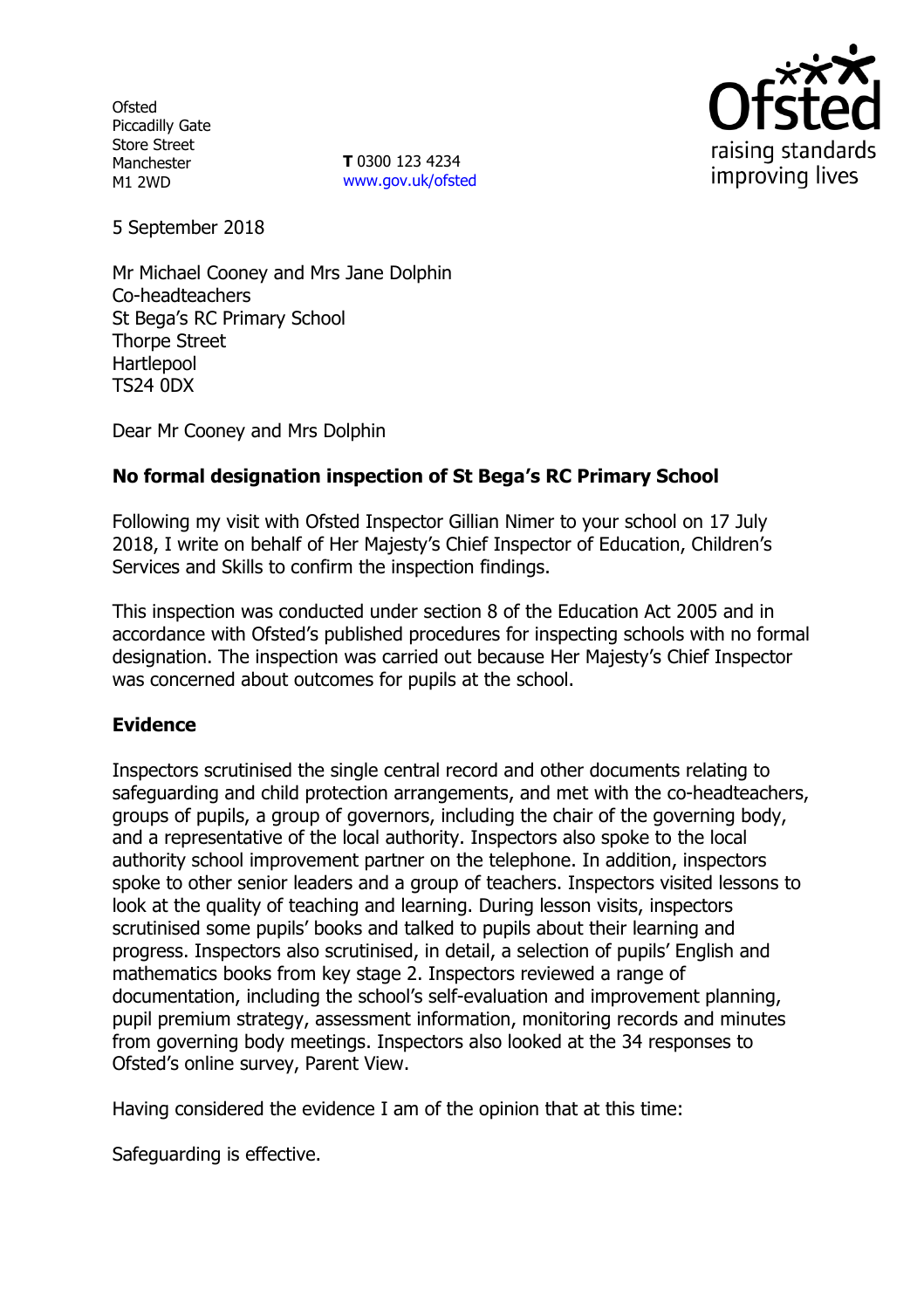Ofsted
Piccadilly Gate
Store Street
Manchester
M1 2WD

**T** 0300 123 4234
www.gov.uk/ofsted

5 September 2018

Mr Michael Cooney and Mrs Jane Dolphin
Co-headteachers
St Bega's RC Primary School
Thorpe Street
Hartlepool
TS24 0DX

Dear Mr Cooney and Mrs Dolphin

**No formal designation inspection of St Bega's RC Primary School**

Following my visit with Ofsted Inspector Gillian Nimer to your school on 17 July 2018, I write on behalf of Her Majesty's Chief Inspector of Education, Children's Services and Skills to confirm the inspection findings.

This inspection was conducted under section 8 of the Education Act 2005 and in accordance with Ofsted's published procedures for inspecting schools with no formal designation. The inspection was carried out because Her Majesty's Chief Inspector was concerned about outcomes for pupils at the school.

## Evidence

Inspectors scrutinised the single central record and other documents relating to safeguarding and child protection arrangements, and met with the co-headteachers, groups of pupils, a group of governors, including the chair of the governing body, and a representative of the local authority. Inspectors also spoke to the local authority school improvement partner on the telephone. In addition, inspectors spoke to other senior leaders and a group of teachers. Inspectors visited lessons to look at the quality of teaching and learning. During lesson visits, inspectors scrutinised some pupils' books and talked to pupils about their learning and progress. Inspectors also scrutinised, in detail, a selection of pupils' English and mathematics books from key stage 2. Inspectors reviewed a range of documentation, including the school's self-evaluation and improvement planning, pupil premium strategy, assessment information, monitoring records and minutes from governing body meetings. Inspectors also looked at the 34 responses to Ofsted's online survey, Parent View.

Having considered the evidence I am of the opinion that at this time:

Safeguarding is effective.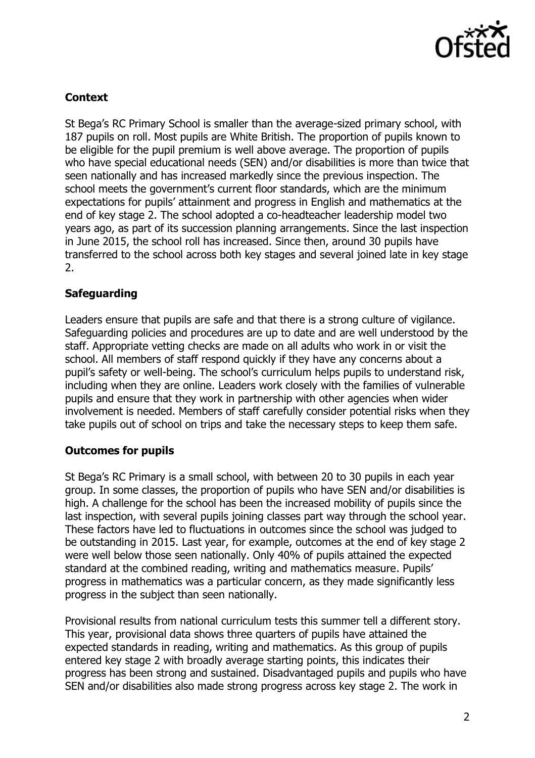## Context

St Bega's RC Primary School is smaller than the average-sized primary school, with 187 pupils on roll. Most pupils are White British. The proportion of pupils known to be eligible for the pupil premium is well above average. The proportion of pupils who have special educational needs (SEN) and/or disabilities is more than twice that seen nationally and has increased markedly since the previous inspection. The school meets the government's current floor standards, which are the minimum expectations for pupils' attainment and progress in English and mathematics at the end of key stage 2. The school adopted a co-headteacher leadership model two years ago, as part of its succession planning arrangements. Since the last inspection in June 2015, the school roll has increased. Since then, around 30 pupils have transferred to the school across both key stages and several joined late in key stage 2.

## Safeguarding

Leaders ensure that pupils are safe and that there is a strong culture of vigilance. Safeguarding policies and procedures are up to date and are well understood by the staff. Appropriate vetting checks are made on all adults who work in or visit the school. All members of staff respond quickly if they have any concerns about a pupil's safety or well-being. The school's curriculum helps pupils to understand risk, including when they are online. Leaders work closely with the families of vulnerable pupils and ensure that they work in partnership with other agencies when wider involvement is needed. Members of staff carefully consider potential risks when they take pupils out of school on trips and take the necessary steps to keep them safe.

## Outcomes for pupils

St Bega's RC Primary is a small school, with between 20 to 30 pupils in each year group. In some classes, the proportion of pupils who have SEN and/or disabilities is high. A challenge for the school has been the increased mobility of pupils since the last inspection, with several pupils joining classes part way through the school year. These factors have led to fluctuations in outcomes since the school was judged to be outstanding in 2015. Last year, for example, outcomes at the end of key stage 2 were well below those seen nationally. Only 40% of pupils attained the expected standard at the combined reading, writing and mathematics measure. Pupils' progress in mathematics was a particular concern, as they made significantly less progress in the subject than seen nationally.

Provisional results from national curriculum tests this summer tell a different story. This year, provisional data shows three quarters of pupils have attained the expected standards in reading, writing and mathematics. As this group of pupils entered key stage 2 with broadly average starting points, this indicates their progress has been strong and sustained. Disadvantaged pupils and pupils who have SEN and/or disabilities also made strong progress across key stage 2. The work in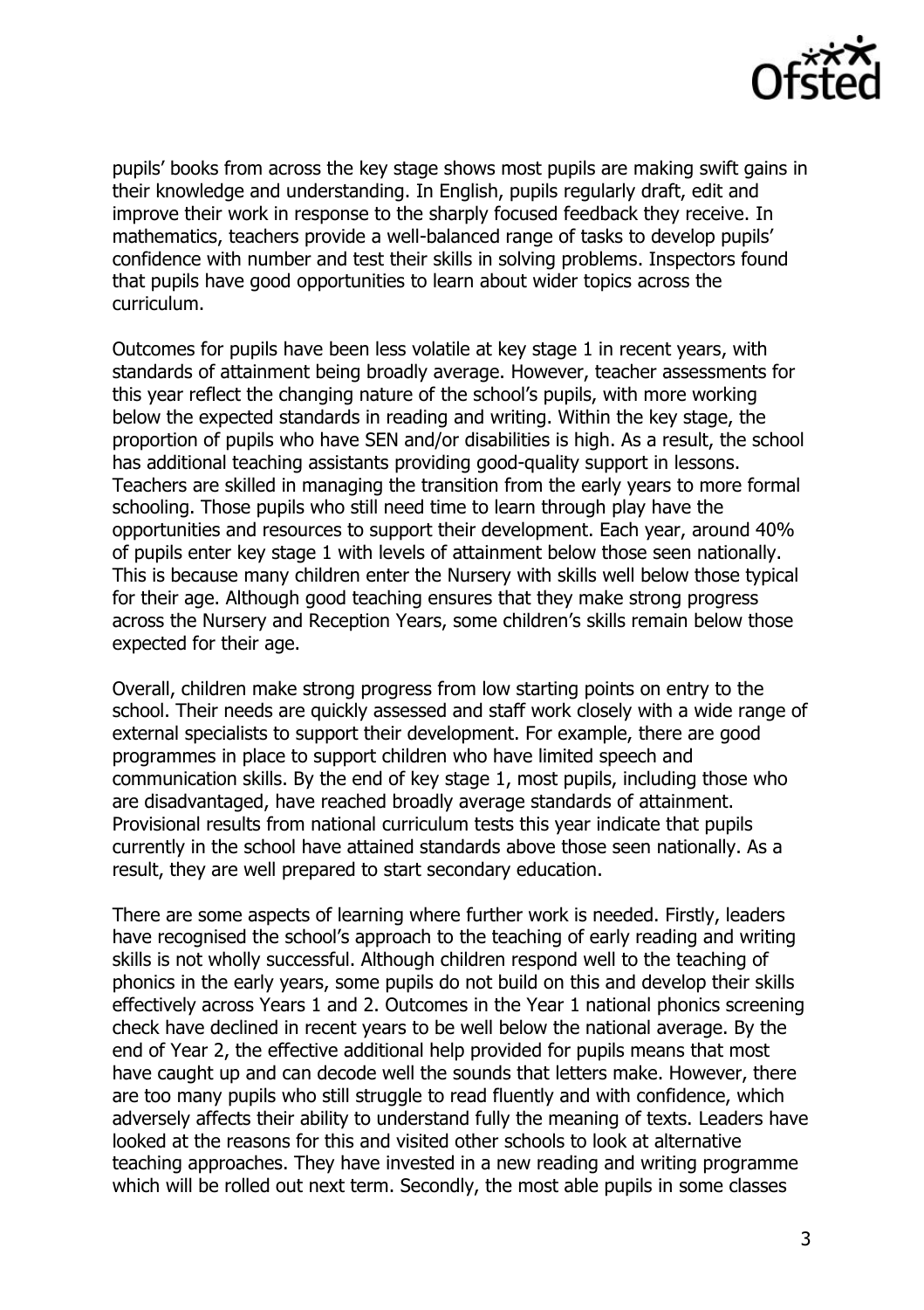pupils' books from across the key stage shows most pupils are making swift gains in their knowledge and understanding. In English, pupils regularly draft, edit and improve their work in response to the sharply focused feedback they receive. In mathematics, teachers provide a well-balanced range of tasks to develop pupils' confidence with number and test their skills in solving problems. Inspectors found that pupils have good opportunities to learn about wider topics across the curriculum.

Outcomes for pupils have been less volatile at key stage 1 in recent years, with standards of attainment being broadly average. However, teacher assessments for this year reflect the changing nature of the school's pupils, with more working below the expected standards in reading and writing. Within the key stage, the proportion of pupils who have SEN and/or disabilities is high. As a result, the school has additional teaching assistants providing good-quality support in lessons. Teachers are skilled in managing the transition from the early years to more formal schooling. Those pupils who still need time to learn through play have the opportunities and resources to support their development. Each year, around 40% of pupils enter key stage 1 with levels of attainment below those seen nationally. This is because many children enter the Nursery with skills well below those typical for their age. Although good teaching ensures that they make strong progress across the Nursery and Reception Years, some children's skills remain below those expected for their age.

Overall, children make strong progress from low starting points on entry to the school. Their needs are quickly assessed and staff work closely with a wide range of external specialists to support their development. For example, there are good programmes in place to support children who have limited speech and communication skills. By the end of key stage 1, most pupils, including those who are disadvantaged, have reached broadly average standards of attainment. Provisional results from national curriculum tests this year indicate that pupils currently in the school have attained standards above those seen nationally. As a result, they are well prepared to start secondary education.

There are some aspects of learning where further work is needed. Firstly, leaders have recognised the school's approach to the teaching of early reading and writing skills is not wholly successful. Although children respond well to the teaching of phonics in the early years, some pupils do not build on this and develop their skills effectively across Years 1 and 2. Outcomes in the Year 1 national phonics screening check have declined in recent years to be well below the national average. By the end of Year 2, the effective additional help provided for pupils means that most have caught up and can decode well the sounds that letters make. However, there are too many pupils who still struggle to read fluently and with confidence, which adversely affects their ability to understand fully the meaning of texts. Leaders have looked at the reasons for this and visited other schools to look at alternative teaching approaches. They have invested in a new reading and writing programme which will be rolled out next term. Secondly, the most able pupils in some classes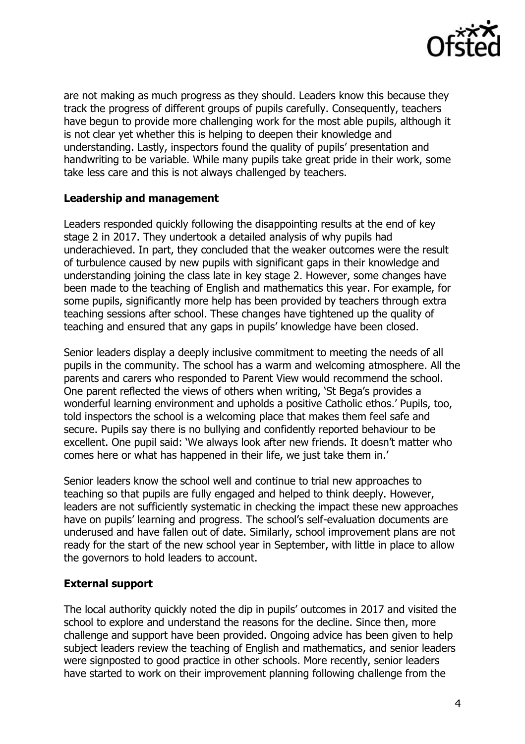are not making as much progress as they should. Leaders know this because they track the progress of different groups of pupils carefully. Consequently, teachers have begun to provide more challenging work for the most able pupils, although it is not clear yet whether this is helping to deepen their knowledge and understanding. Lastly, inspectors found the quality of pupils' presentation and handwriting to be variable. While many pupils take great pride in their work, some take less care and this is not always challenged by teachers.

### Leadership and management

Leaders responded quickly following the disappointing results at the end of key stage 2 in 2017. They undertook a detailed analysis of why pupils had underachieved. In part, they concluded that the weaker outcomes were the result of turbulence caused by new pupils with significant gaps in their knowledge and understanding joining the class late in key stage 2. However, some changes have been made to the teaching of English and mathematics this year. For example, for some pupils, significantly more help has been provided by teachers through extra teaching sessions after school. These changes have tightened up the quality of teaching and ensured that any gaps in pupils' knowledge have been closed.

Senior leaders display a deeply inclusive commitment to meeting the needs of all pupils in the community. The school has a warm and welcoming atmosphere. All the parents and carers who responded to Parent View would recommend the school. One parent reflected the views of others when writing, 'St Bega's provides a wonderful learning environment and upholds a positive Catholic ethos.' Pupils, too, told inspectors the school is a welcoming place that makes them feel safe and secure. Pupils say there is no bullying and confidently reported behaviour to be excellent. One pupil said: 'We always look after new friends. It doesn't matter who comes here or what has happened in their life, we just take them in.'

Senior leaders know the school well and continue to trial new approaches to teaching so that pupils are fully engaged and helped to think deeply. However, leaders are not sufficiently systematic in checking the impact these new approaches have on pupils' learning and progress. The school's self-evaluation documents are underused and have fallen out of date. Similarly, school improvement plans are not ready for the start of the new school year in September, with little in place to allow the governors to hold leaders to account.

### External support

The local authority quickly noted the dip in pupils' outcomes in 2017 and visited the school to explore and understand the reasons for the decline. Since then, more challenge and support have been provided. Ongoing advice has been given to help subject leaders review the teaching of English and mathematics, and senior leaders were signposted to good practice in other schools. More recently, senior leaders have started to work on their improvement planning following challenge from the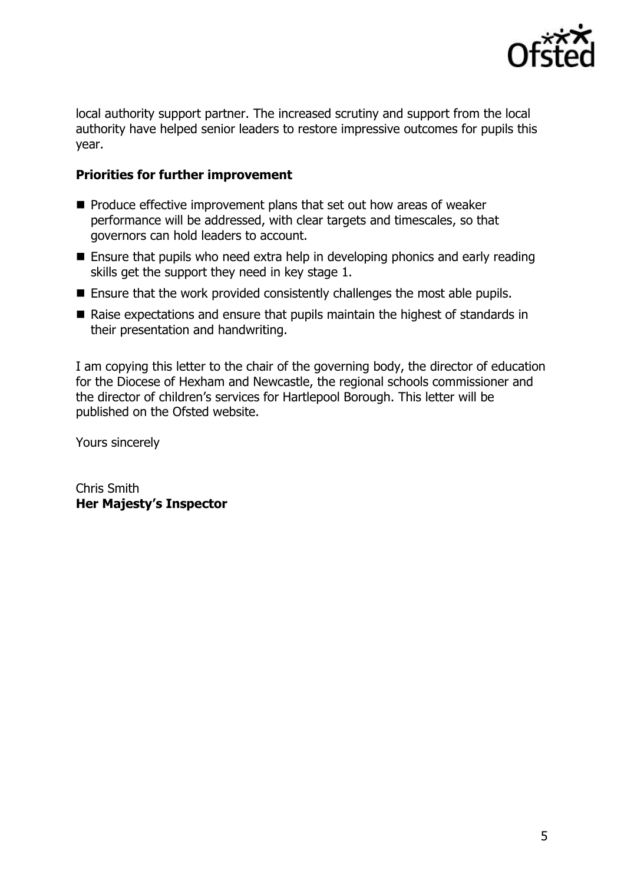local authority support partner. The increased scrutiny and support from the local authority have helped senior leaders to restore impressive outcomes for pupils this year.

**Priorities for further improvement**

- Produce effective improvement plans that set out how areas of weaker performance will be addressed, with clear targets and timescales, so that governors can hold leaders to account.
- Ensure that pupils who need extra help in developing phonics and early reading skills get the support they need in key stage 1.
- Ensure that the work provided consistently challenges the most able pupils.
- Raise expectations and ensure that pupils maintain the highest of standards in their presentation and handwriting.

I am copying this letter to the chair of the governing body, the director of education for the Diocese of Hexham and Newcastle, the regional schools commissioner and the director of children's services for Hartlepool Borough. This letter will be published on the Ofsted website.

Yours sincerely

Chris Smith
**Her Majesty's Inspector**